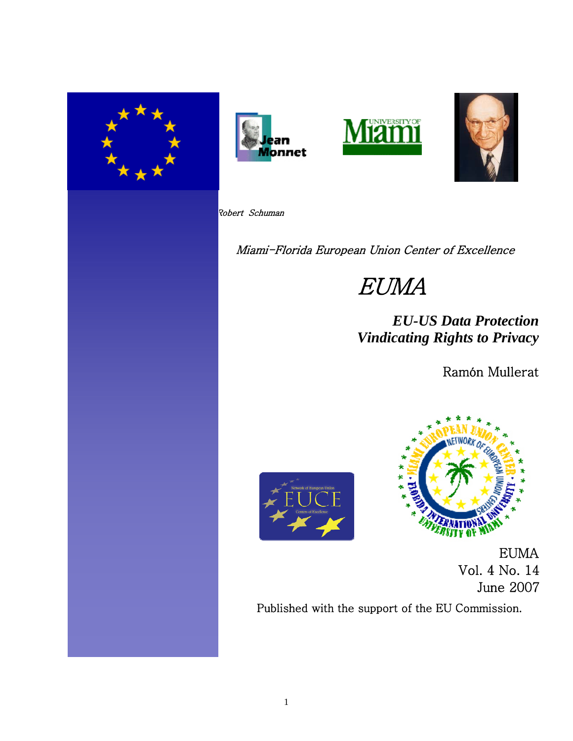Robert Schuman

*Miami-Florida European Union Center of Excellence*

# *EUMA*

## ***EU-US Data Protection Vindicating Rights to Privacy***

Ramón Mullerat

EUMA
Vol. 4 No. 14
June 2007

Published with the support of the EU Commission.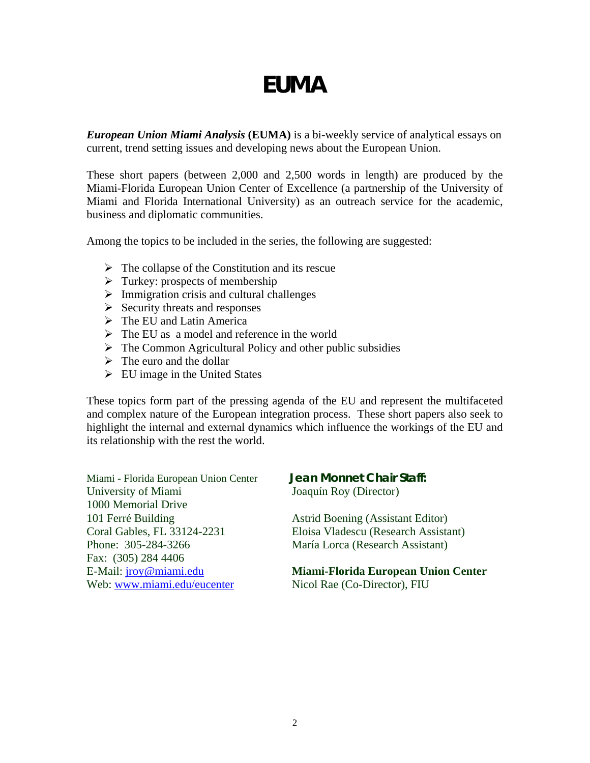# EUMA

***European Union Miami Analysis* (EUMA)** is a bi-weekly service of analytical essays on current, trend setting issues and developing news about the European Union.

These short papers (between 2,000 and 2,500 words in length) are produced by the Miami-Florida European Union Center of Excellence (a partnership of the University of Miami and Florida International University) as an outreach service for the academic, business and diplomatic communities.

Among the topics to be included in the series, the following are suggested:

- The collapse of the Constitution and its rescue
- Turkey: prospects of membership
- Immigration crisis and cultural challenges
- Security threats and responses
- The EU and Latin America
- The EU as a model and reference in the world
- The Common Agricultural Policy and other public subsidies
- The euro and the dollar
- EU image in the United States

These topics form part of the pressing agenda of the EU and represent the multifaceted and complex nature of the European integration process. These short papers also seek to highlight the internal and external dynamics which influence the workings of the EU and its relationship with the rest the world.

Miami - Florida European Union Center
University of Miami
1000 Memorial Drive
101 Ferré Building
Coral Gables, FL 33124-2231
Phone: 305-284-3266
Fax: (305) 284 4406
E-Mail: jroy@miami.edu
Web: www.miami.edu/eucenter

**Jean Monnet Chair Staff:**
Joaquín Roy (Director)

Astrid Boening (Assistant Editor)
Eloisa Vladescu (Research Assistant)
María Lorca (Research Assistant)

**Miami-Florida European Union Center**
Nicol Rae (Co-Director), FIU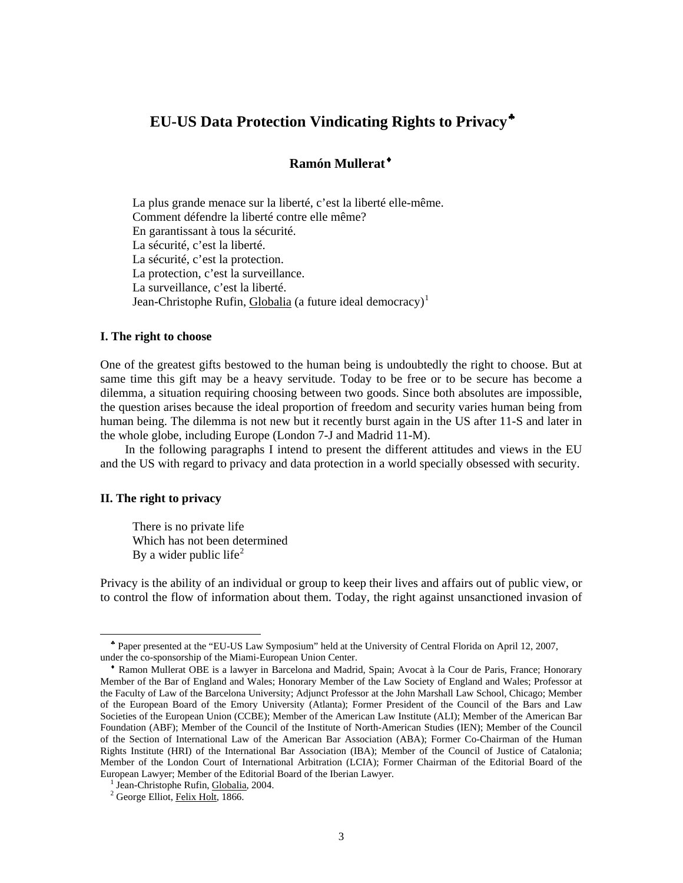# EU-US Data Protection Vindicating Rights to Privacy[♣]

**Ramón Mullerat**[♦]

> La plus grande menace sur la liberté, c'est la liberté elle-même.
> Comment défendre la liberté contre elle même?
> En garantissant à tous la sécurité.
> La sécurité, c'est la liberté.
> La sécurité, c'est la protection.
> La protection, c'est la surveillance.
> La surveillance, c'est la liberté.
> Jean-Christophe Rufin, Globalia (a future ideal democracy)[1]

### I. The right to choose

One of the greatest gifts bestowed to the human being is undoubtedly the right to choose. But at same time this gift may be a heavy servitude. Today to be free or to be secure has become a dilemma, a situation requiring choosing between two goods. Since both absolutes are impossible, the question arises because the ideal proportion of freedom and security varies human being from human being. The dilemma is not new but it recently burst again in the US after 11-S and later in the whole globe, including Europe (London 7-J and Madrid 11-M).

In the following paragraphs I intend to present the different attitudes and views in the EU and the US with regard to privacy and data protection in a world specially obsessed with security.

### II. The right to privacy

> There is no private life
> Which has not been determined
> By a wider public life[2]

Privacy is the ability of an individual or group to keep their lives and affairs out of public view, or to control the flow of information about them. Today, the right against unsanctioned invasion of

---

[♣] Paper presented at the "EU-US Law Symposium" held at the University of Central Florida on April 12, 2007, under the co-sponsorship of the Miami-European Union Center.

[♦] Ramon Mullerat OBE is a lawyer in Barcelona and Madrid, Spain; Avocat à la Cour de Paris, France; Honorary Member of the Bar of England and Wales; Honorary Member of the Law Society of England and Wales; Professor at the Faculty of Law of the Barcelona University; Adjunct Professor at the John Marshall Law School, Chicago; Member of the European Board of the Emory University (Atlanta); Former President of the Council of the Bars and Law Societies of the European Union (CCBE); Member of the American Law Institute (ALI); Member of the American Bar Foundation (ABF); Member of the Council of the Institute of North-American Studies (IEN); Member of the Council of the Section of International Law of the American Bar Association (ABA); Former Co-Chairman of the Human Rights Institute (HRI) of the International Bar Association (IBA); Member of the Council of Justice of Catalonia; Member of the London Court of International Arbitration (LCIA); Former Chairman of the Editorial Board of the European Lawyer; Member of the Editorial Board of the Iberian Lawyer.

[1] Jean-Christophe Rufin, Globalia, 2004.

[2] George Elliot, Felix Holt, 1866.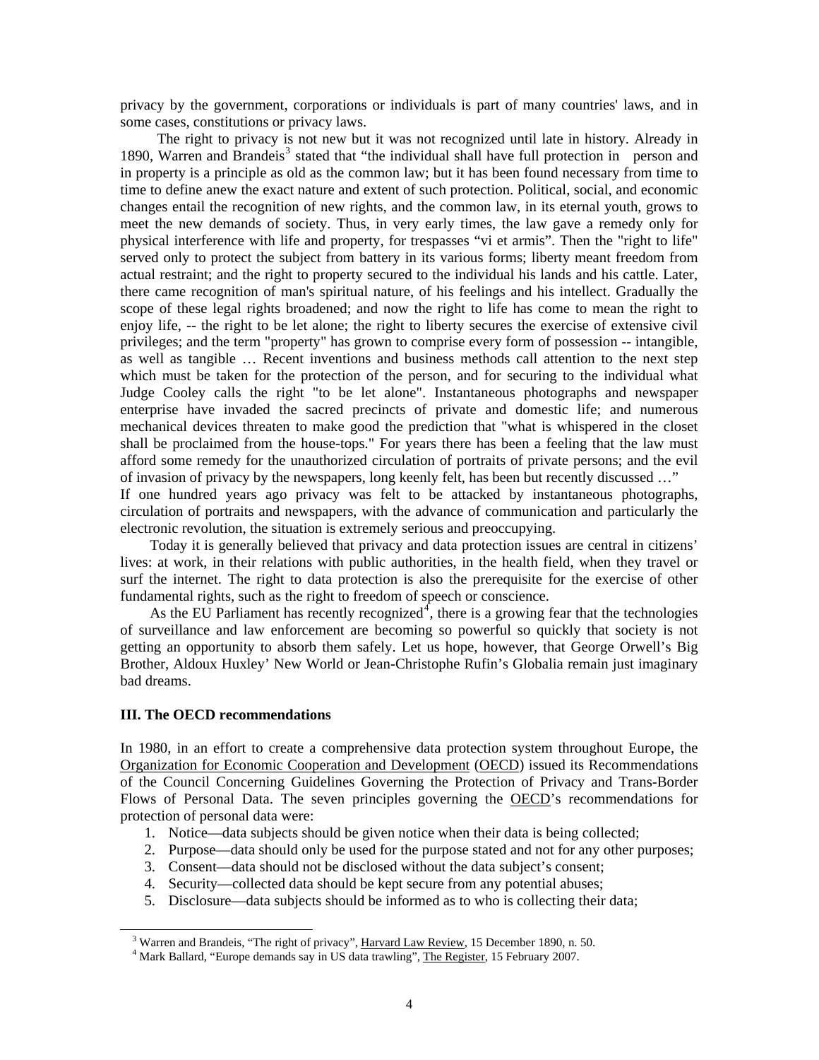privacy by the government, corporations or individuals is part of many countries' laws, and in some cases, constitutions or privacy laws.

The right to privacy is not new but it was not recognized until late in history. Already in 1890, Warren and Brandeis[3] stated that "the individual shall have full protection in person and in property is a principle as old as the common law; but it has been found necessary from time to time to define anew the exact nature and extent of such protection. Political, social, and economic changes entail the recognition of new rights, and the common law, in its eternal youth, grows to meet the new demands of society. Thus, in very early times, the law gave a remedy only for physical interference with life and property, for trespasses "vi et armis". Then the "right to life" served only to protect the subject from battery in its various forms; liberty meant freedom from actual restraint; and the right to property secured to the individual his lands and his cattle. Later, there came recognition of man's spiritual nature, of his feelings and his intellect. Gradually the scope of these legal rights broadened; and now the right to life has come to mean the right to enjoy life, -- the right to be let alone; the right to liberty secures the exercise of extensive civil privileges; and the term "property" has grown to comprise every form of possession -- intangible, as well as tangible … Recent inventions and business methods call attention to the next step which must be taken for the protection of the person, and for securing to the individual what Judge Cooley calls the right "to be let alone". Instantaneous photographs and newspaper enterprise have invaded the sacred precincts of private and domestic life; and numerous mechanical devices threaten to make good the prediction that "what is whispered in the closet shall be proclaimed from the house-tops." For years there has been a feeling that the law must afford some remedy for the unauthorized circulation of portraits of private persons; and the evil of invasion of privacy by the newspapers, long keenly felt, has been but recently discussed …"
If one hundred years ago privacy was felt to be attacked by instantaneous photographs, circulation of portraits and newspapers, with the advance of communication and particularly the electronic revolution, the situation is extremely serious and preoccupying.

Today it is generally believed that privacy and data protection issues are central in citizens' lives: at work, in their relations with public authorities, in the health field, when they travel or surf the internet. The right to data protection is also the prerequisite for the exercise of other fundamental rights, such as the right to freedom of speech or conscience.

As the EU Parliament has recently recognized[4], there is a growing fear that the technologies of surveillance and law enforcement are becoming so powerful so quickly that society is not getting an opportunity to absorb them safely. Let us hope, however, that George Orwell's Big Brother, Aldoux Huxley' New World or Jean-Christophe Rufin's Globalia remain just imaginary bad dreams.

### III. The OECD recommendations

In 1980, in an effort to create a comprehensive data protection system throughout Europe, the Organization for Economic Cooperation and Development (OECD) issued its Recommendations of the Council Concerning Guidelines Governing the Protection of Privacy and Trans-Border Flows of Personal Data. The seven principles governing the OECD's recommendations for protection of personal data were:

1. Notice—data subjects should be given notice when their data is being collected;
2. Purpose—data should only be used for the purpose stated and not for any other purposes;
3. Consent—data should not be disclosed without the data subject's consent;
4. Security—collected data should be kept secure from any potential abuses;
5. Disclosure—data subjects should be informed as to who is collecting their data;

---

[3] Warren and Brandeis, "The right of privacy", Harvard Law Review, 15 December 1890, n. 50.
[4] Mark Ballard, "Europe demands say in US data trawling", The Register, 15 February 2007.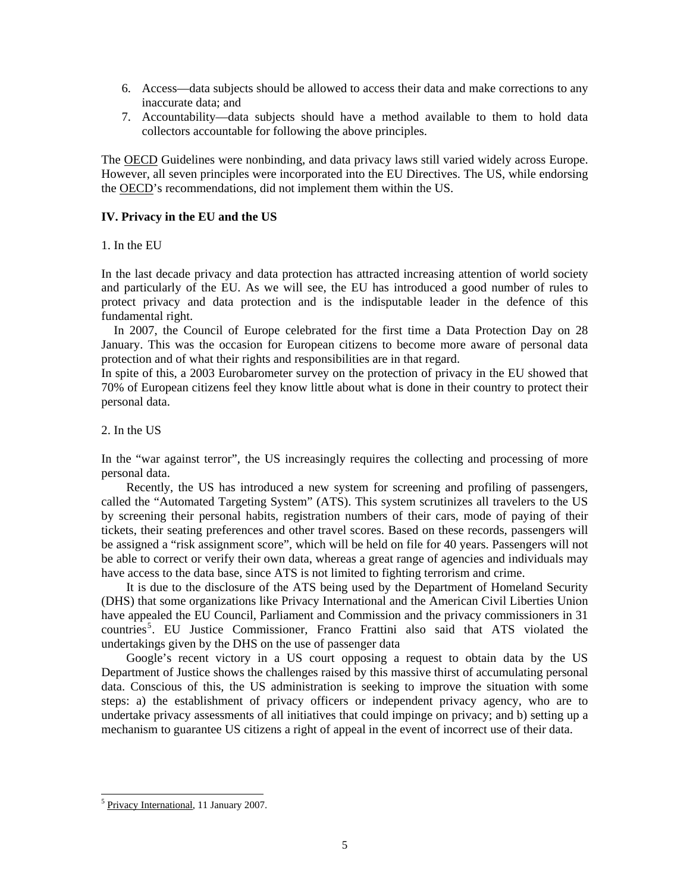6. Access—data subjects should be allowed to access their data and make corrections to any inaccurate data; and
7. Accountability—data subjects should have a method available to them to hold data collectors accountable for following the above principles.

The OECD Guidelines were nonbinding, and data privacy laws still varied widely across Europe. However, all seven principles were incorporated into the EU Directives. The US, while endorsing the OECD's recommendations, did not implement them within the US.

## IV. Privacy in the EU and the US

### 1. In the EU

In the last decade privacy and data protection has attracted increasing attention of world society and particularly of the EU. As we will see, the EU has introduced a good number of rules to protect privacy and data protection and is the indisputable leader in the defence of this fundamental right.

In 2007, the Council of Europe celebrated for the first time a Data Protection Day on 28 January. This was the occasion for European citizens to become more aware of personal data protection and of what their rights and responsibilities are in that regard.

In spite of this, a 2003 Eurobarometer survey on the protection of privacy in the EU showed that 70% of European citizens feel they know little about what is done in their country to protect their personal data.

### 2. In the US

In the "war against terror", the US increasingly requires the collecting and processing of more personal data.

Recently, the US has introduced a new system for screening and profiling of passengers, called the "Automated Targeting System" (ATS). This system scrutinizes all travelers to the US by screening their personal habits, registration numbers of their cars, mode of paying of their tickets, their seating preferences and other travel scores. Based on these records, passengers will be assigned a "risk assignment score", which will be held on file for 40 years. Passengers will not be able to correct or verify their own data, whereas a great range of agencies and individuals may have access to the data base, since ATS is not limited to fighting terrorism and crime.

It is due to the disclosure of the ATS being used by the Department of Homeland Security (DHS) that some organizations like Privacy International and the American Civil Liberties Union have appealed the EU Council, Parliament and Commission and the privacy commissioners in 31 countries[5]. EU Justice Commissioner, Franco Frattini also said that ATS violated the undertakings given by the DHS on the use of passenger data

Google's recent victory in a US court opposing a request to obtain data by the US Department of Justice shows the challenges raised by this massive thirst of accumulating personal data. Conscious of this, the US administration is seeking to improve the situation with some steps: a) the establishment of privacy officers or independent privacy agency, who are to undertake privacy assessments of all initiatives that could impinge on privacy; and b) setting up a mechanism to guarantee US citizens a right of appeal in the event of incorrect use of their data.

---

[5] Privacy International, 11 January 2007.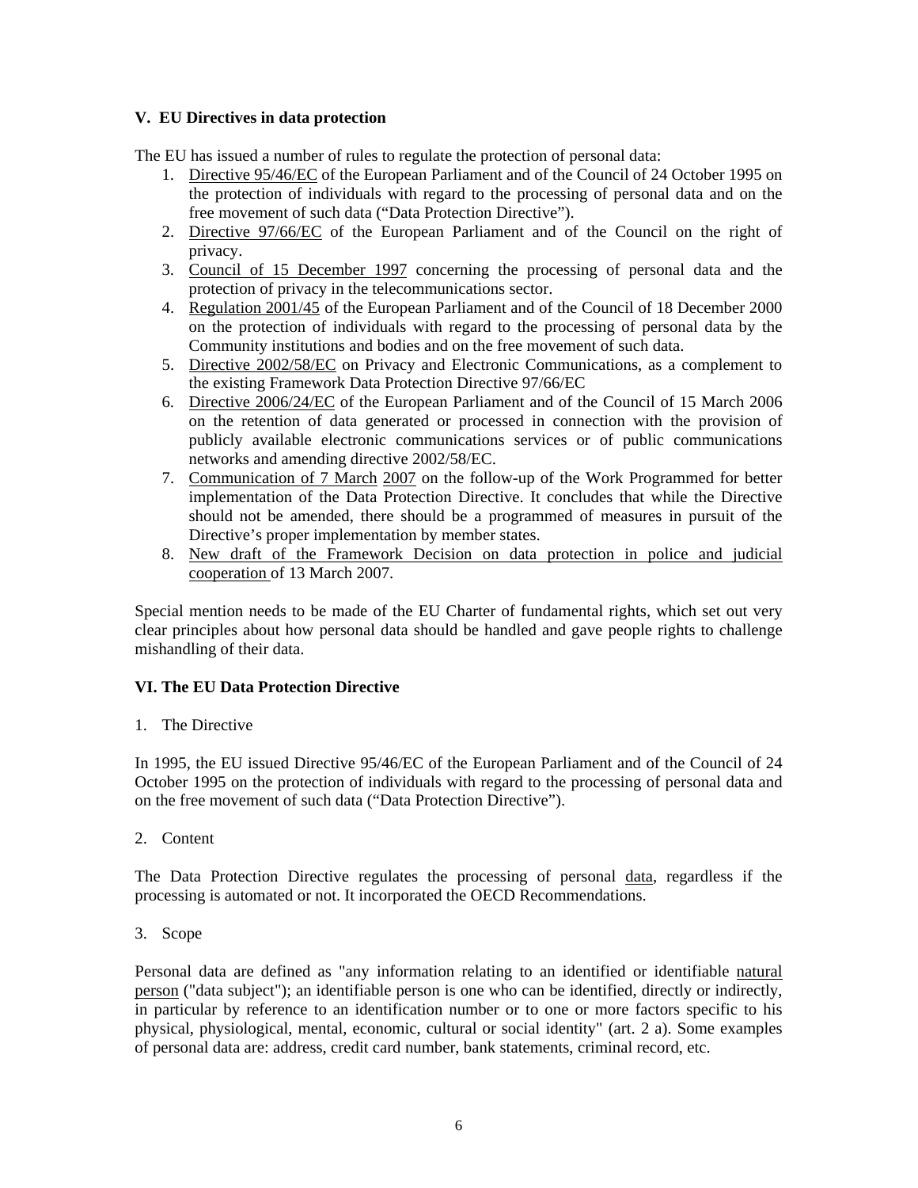### V. EU Directives in data protection

The EU has issued a number of rules to regulate the protection of personal data:

1. Directive 95/46/EC of the European Parliament and of the Council of 24 October 1995 on the protection of individuals with regard to the processing of personal data and on the free movement of such data ("Data Protection Directive").
2. Directive 97/66/EC of the European Parliament and of the Council on the right of privacy.
3. Council of 15 December 1997 concerning the processing of personal data and the protection of privacy in the telecommunications sector.
4. Regulation 2001/45 of the European Parliament and of the Council of 18 December 2000 on the protection of individuals with regard to the processing of personal data by the Community institutions and bodies and on the free movement of such data.
5. Directive 2002/58/EC on Privacy and Electronic Communications, as a complement to the existing Framework Data Protection Directive 97/66/EC
6. Directive 2006/24/EC of the European Parliament and of the Council of 15 March 2006 on the retention of data generated or processed in connection with the provision of publicly available electronic communications services or of public communications networks and amending directive 2002/58/EC.
7. Communication of 7 March 2007 on the follow-up of the Work Programmed for better implementation of the Data Protection Directive. It concludes that while the Directive should not be amended, there should be a programmed of measures in pursuit of the Directive's proper implementation by member states.
8. New draft of the Framework Decision on data protection in police and judicial cooperation of 13 March 2007.

Special mention needs to be made of the EU Charter of fundamental rights, which set out very clear principles about how personal data should be handled and gave people rights to challenge mishandling of their data.

### VI. The EU Data Protection Directive

1. The Directive

In 1995, the EU issued Directive 95/46/EC of the European Parliament and of the Council of 24 October 1995 on the protection of individuals with regard to the processing of personal data and on the free movement of such data ("Data Protection Directive").

2. Content

The Data Protection Directive regulates the processing of personal data, regardless if the processing is automated or not. It incorporated the OECD Recommendations.

3. Scope

Personal data are defined as "any information relating to an identified or identifiable natural person ("data subject"); an identifiable person is one who can be identified, directly or indirectly, in particular by reference to an identification number or to one or more factors specific to his physical, physiological, mental, economic, cultural or social identity" (art. 2 a). Some examples of personal data are: address, credit card number, bank statements, criminal record, etc.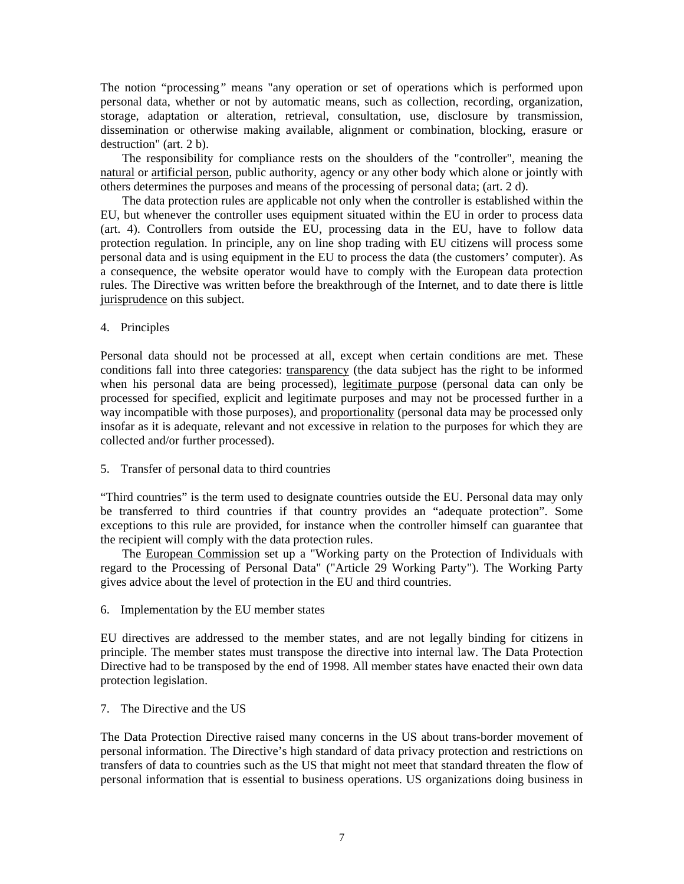The notion "processing" means "any operation or set of operations which is performed upon personal data, whether or not by automatic means, such as collection, recording, organization, storage, adaptation or alteration, retrieval, consultation, use, disclosure by transmission, dissemination or otherwise making available, alignment or combination, blocking, erasure or destruction" (art. 2 b).

The responsibility for compliance rests on the shoulders of the "controller", meaning the natural or artificial person, public authority, agency or any other body which alone or jointly with others determines the purposes and means of the processing of personal data; (art. 2 d).

The data protection rules are applicable not only when the controller is established within the EU, but whenever the controller uses equipment situated within the EU in order to process data (art. 4). Controllers from outside the EU, processing data in the EU, have to follow data protection regulation. In principle, any on line shop trading with EU citizens will process some personal data and is using equipment in the EU to process the data (the customers' computer). As a consequence, the website operator would have to comply with the European data protection rules. The Directive was written before the breakthrough of the Internet, and to date there is little jurisprudence on this subject.

4. Principles

Personal data should not be processed at all, except when certain conditions are met. These conditions fall into three categories: transparency (the data subject has the right to be informed when his personal data are being processed), legitimate purpose (personal data can only be processed for specified, explicit and legitimate purposes and may not be processed further in a way incompatible with those purposes), and proportionality (personal data may be processed only insofar as it is adequate, relevant and not excessive in relation to the purposes for which they are collected and/or further processed).

5. Transfer of personal data to third countries

"Third countries" is the term used to designate countries outside the EU. Personal data may only be transferred to third countries if that country provides an "adequate protection". Some exceptions to this rule are provided, for instance when the controller himself can guarantee that the recipient will comply with the data protection rules.

The European Commission set up a "Working party on the Protection of Individuals with regard to the Processing of Personal Data" ("Article 29 Working Party"). The Working Party gives advice about the level of protection in the EU and third countries.

6. Implementation by the EU member states

EU directives are addressed to the member states, and are not legally binding for citizens in principle. The member states must transpose the directive into internal law. The Data Protection Directive had to be transposed by the end of 1998. All member states have enacted their own data protection legislation.

7. The Directive and the US

The Data Protection Directive raised many concerns in the US about trans-border movement of personal information. The Directive's high standard of data privacy protection and restrictions on transfers of data to countries such as the US that might not meet that standard threaten the flow of personal information that is essential to business operations. US organizations doing business in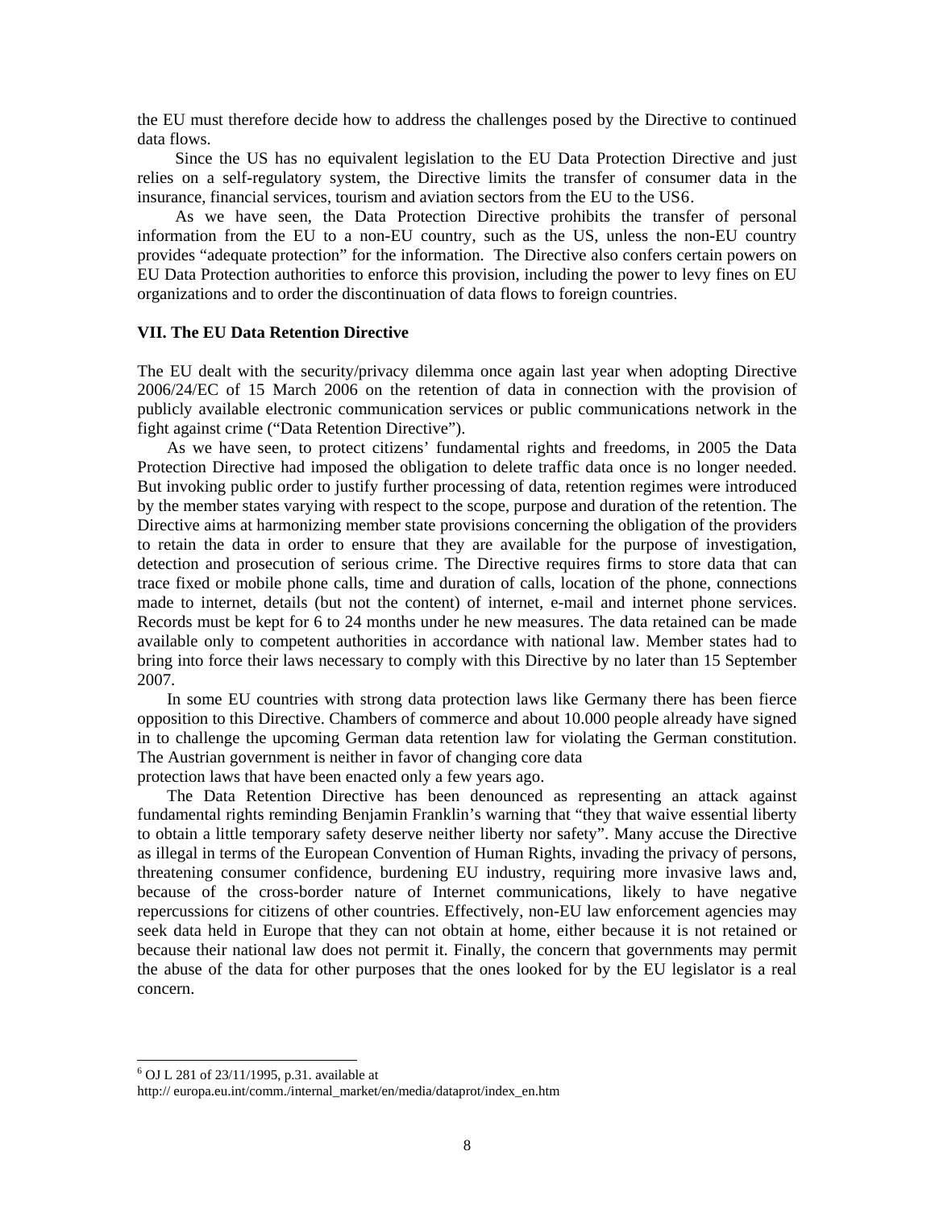the EU must therefore decide how to address the challenges posed by the Directive to continued data flows.

Since the US has no equivalent legislation to the EU Data Protection Directive and just relies on a self-regulatory system, the Directive limits the transfer of consumer data in the insurance, financial services, tourism and aviation sectors from the EU to the US[6].

As we have seen, the Data Protection Directive prohibits the transfer of personal information from the EU to a non-EU country, such as the US, unless the non-EU country provides "adequate protection" for the information. The Directive also confers certain powers on EU Data Protection authorities to enforce this provision, including the power to levy fines on EU organizations and to order the discontinuation of data flows to foreign countries.

**VII. The EU Data Retention Directive**

The EU dealt with the security/privacy dilemma once again last year when adopting Directive 2006/24/EC of 15 March 2006 on the retention of data in connection with the provision of publicly available electronic communication services or public communications network in the fight against crime ("Data Retention Directive").

As we have seen, to protect citizens' fundamental rights and freedoms, in 2005 the Data Protection Directive had imposed the obligation to delete traffic data once is no longer needed. But invoking public order to justify further processing of data, retention regimes were introduced by the member states varying with respect to the scope, purpose and duration of the retention. The Directive aims at harmonizing member state provisions concerning the obligation of the providers to retain the data in order to ensure that they are available for the purpose of investigation, detection and prosecution of serious crime. The Directive requires firms to store data that can trace fixed or mobile phone calls, time and duration of calls, location of the phone, connections made to internet, details (but not the content) of internet, e-mail and internet phone services. Records must be kept for 6 to 24 months under he new measures. The data retained can be made available only to competent authorities in accordance with national law. Member states had to bring into force their laws necessary to comply with this Directive by no later than 15 September 2007.

In some EU countries with strong data protection laws like Germany there has been fierce opposition to this Directive. Chambers of commerce and about 10.000 people already have signed in to challenge the upcoming German data retention law for violating the German constitution. The Austrian government is neither in favor of changing core data protection laws that have been enacted only a few years ago.

The Data Retention Directive has been denounced as representing an attack against fundamental rights reminding Benjamin Franklin's warning that "they that waive essential liberty to obtain a little temporary safety deserve neither liberty nor safety". Many accuse the Directive as illegal in terms of the European Convention of Human Rights, invading the privacy of persons, threatening consumer confidence, burdening EU industry, requiring more invasive laws and, because of the cross-border nature of Internet communications, likely to have negative repercussions for citizens of other countries. Effectively, non-EU law enforcement agencies may seek data held in Europe that they can not obtain at home, either because it is not retained or because their national law does not permit it. Finally, the concern that governments may permit the abuse of the data for other purposes that the ones looked for by the EU legislator is a real concern.

---

[6] OJ L 281 of 23/11/1995, p.31. available at http:// europa.eu.int/comm./internal_market/en/media/dataprot/index_en.htm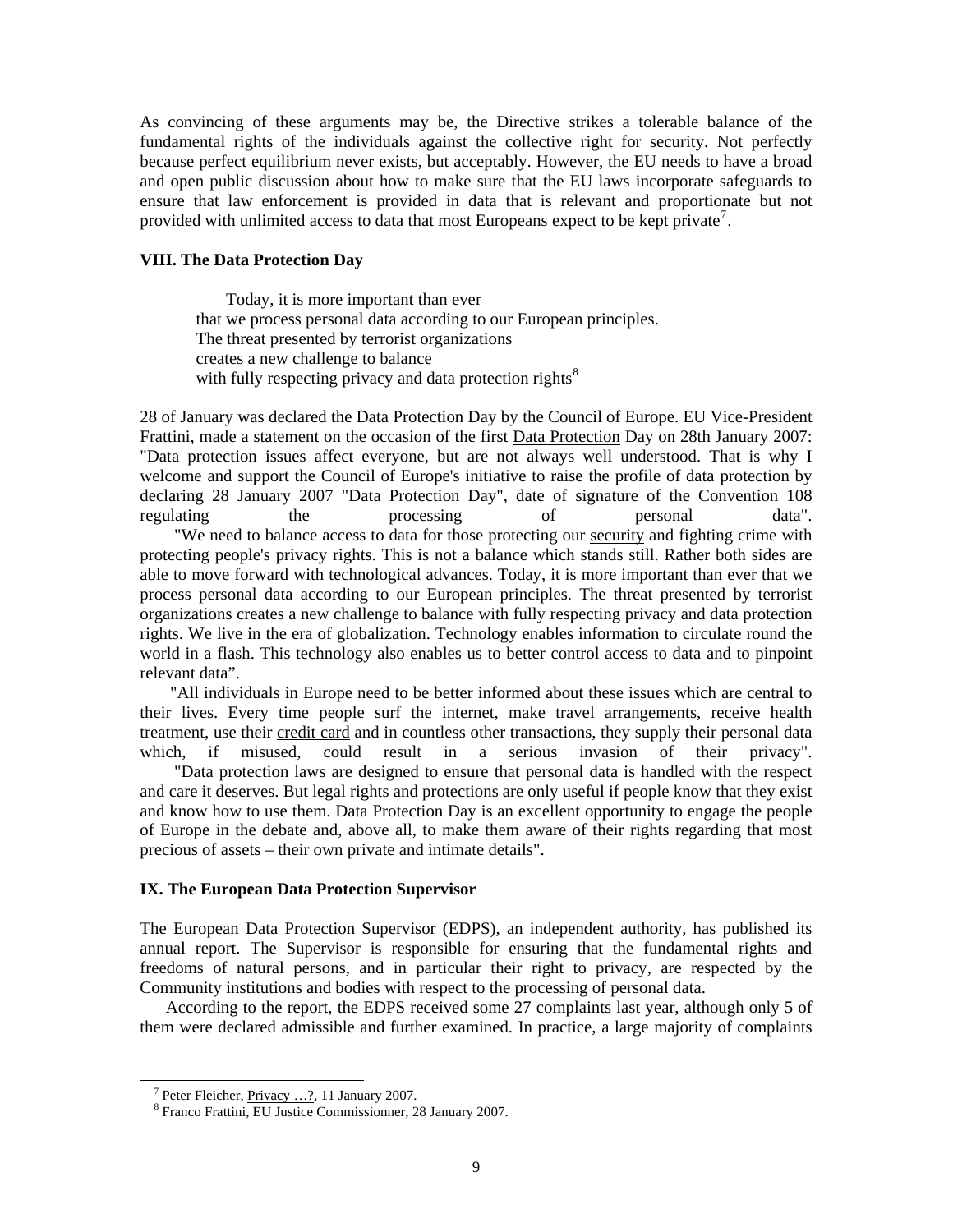As convincing of these arguments may be, the Directive strikes a tolerable balance of the fundamental rights of the individuals against the collective right for security. Not perfectly because perfect equilibrium never exists, but acceptably. However, the EU needs to have a broad and open public discussion about how to make sure that the EU laws incorporate safeguards to ensure that law enforcement is provided in data that is relevant and proportionate but not provided with unlimited access to data that most Europeans expect to be kept private[7].

**VIII. The Data Protection Day**

> Today, it is more important than ever
> that we process personal data according to our European principles.
> The threat presented by terrorist organizations
> creates a new challenge to balance
> with fully respecting privacy and data protection rights[8]

28 of January was declared the Data Protection Day by the Council of Europe. EU Vice-President Frattini, made a statement on the occasion of the first Data Protection Day on 28th January 2007: "Data protection issues affect everyone, but are not always well understood. That is why I welcome and support the Council of Europe's initiative to raise the profile of data protection by declaring 28 January 2007 "Data Protection Day", date of signature of the Convention 108 regulating the processing of personal data".

"We need to balance access to data for those protecting our security and fighting crime with protecting people's privacy rights. This is not a balance which stands still. Rather both sides are able to move forward with technological advances. Today, it is more important than ever that we process personal data according to our European principles. The threat presented by terrorist organizations creates a new challenge to balance with fully respecting privacy and data protection rights. We live in the era of globalization. Technology enables information to circulate round the world in a flash. This technology also enables us to better control access to data and to pinpoint relevant data".

"All individuals in Europe need to be better informed about these issues which are central to their lives. Every time people surf the internet, make travel arrangements, receive health treatment, use their credit card and in countless other transactions, they supply their personal data which, if misused, could result in a serious invasion of their privacy".

"Data protection laws are designed to ensure that personal data is handled with the respect and care it deserves. But legal rights and protections are only useful if people know that they exist and know how to use them. Data Protection Day is an excellent opportunity to engage the people of Europe in the debate and, above all, to make them aware of their rights regarding that most precious of assets – their own private and intimate details".

**IX. The European Data Protection Supervisor**

The European Data Protection Supervisor (EDPS), an independent authority, has published its annual report. The Supervisor is responsible for ensuring that the fundamental rights and freedoms of natural persons, and in particular their right to privacy, are respected by the Community institutions and bodies with respect to the processing of personal data.

According to the report, the EDPS received some 27 complaints last year, although only 5 of them were declared admissible and further examined. In practice, a large majority of complaints

---

[7] Peter Fleicher, Privacy …?, 11 January 2007.

[8] Franco Frattini, EU Justice Commissionner, 28 January 2007.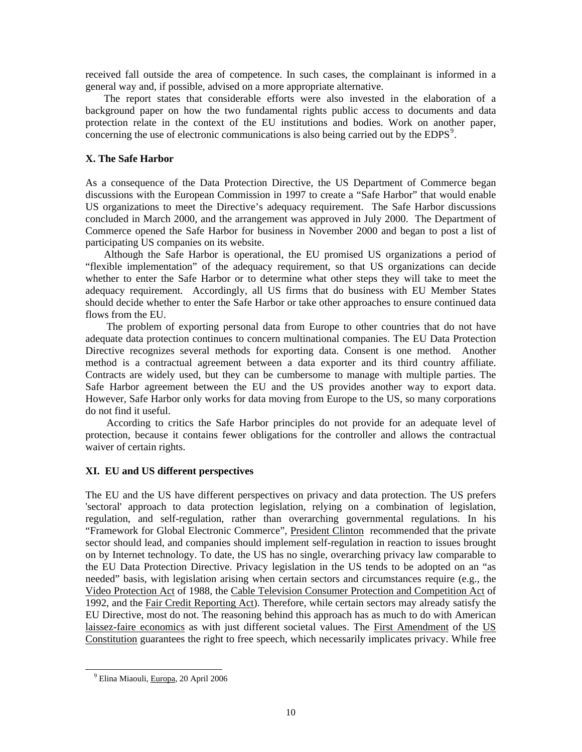received fall outside the area of competence. In such cases, the complainant is informed in a general way and, if possible, advised on a more appropriate alternative.

The report states that considerable efforts were also invested in the elaboration of a background paper on how the two fundamental rights public access to documents and data protection relate in the context of the EU institutions and bodies. Work on another paper, concerning the use of electronic communications is also being carried out by the EDPS[9].

### X. The Safe Harbor

As a consequence of the Data Protection Directive, the US Department of Commerce began discussions with the European Commission in 1997 to create a “Safe Harbor” that would enable US organizations to meet the Directive’s adequacy requirement. The Safe Harbor discussions concluded in March 2000, and the arrangement was approved in July 2000. The Department of Commerce opened the Safe Harbor for business in November 2000 and began to post a list of participating US companies on its website.

Although the Safe Harbor is operational, the EU promised US organizations a period of “flexible implementation” of the adequacy requirement, so that US organizations can decide whether to enter the Safe Harbor or to determine what other steps they will take to meet the adequacy requirement. Accordingly, all US firms that do business with EU Member States should decide whether to enter the Safe Harbor or take other approaches to ensure continued data flows from the EU.

The problem of exporting personal data from Europe to other countries that do not have adequate data protection continues to concern multinational companies. The EU Data Protection Directive recognizes several methods for exporting data. Consent is one method. Another method is a contractual agreement between a data exporter and its third country affiliate. Contracts are widely used, but they can be cumbersome to manage with multiple parties. The Safe Harbor agreement between the EU and the US provides another way to export data. However, Safe Harbor only works for data moving from Europe to the US, so many corporations do not find it useful.

According to critics the Safe Harbor principles do not provide for an adequate level of protection, because it contains fewer obligations for the controller and allows the contractual waiver of certain rights.

### XI. EU and US different perspectives

The EU and the US have different perspectives on privacy and data protection. The US prefers 'sectoral' approach to data protection legislation, relying on a combination of legislation, regulation, and self-regulation, rather than overarching governmental regulations. In his “Framework for Global Electronic Commerce”, President Clinton recommended that the private sector should lead, and companies should implement self-regulation in reaction to issues brought on by Internet technology. To date, the US has no single, overarching privacy law comparable to the EU Data Protection Directive. Privacy legislation in the US tends to be adopted on an “as needed” basis, with legislation arising when certain sectors and circumstances require (e.g., the Video Protection Act of 1988, the Cable Television Consumer Protection and Competition Act of 1992, and the Fair Credit Reporting Act). Therefore, while certain sectors may already satisfy the EU Directive, most do not. The reasoning behind this approach has as much to do with American laissez-faire economics as with just different societal values. The First Amendment of the US Constitution guarantees the right to free speech, which necessarily implicates privacy. While free

[9] Elina Miaouli, Europa, 20 April 2006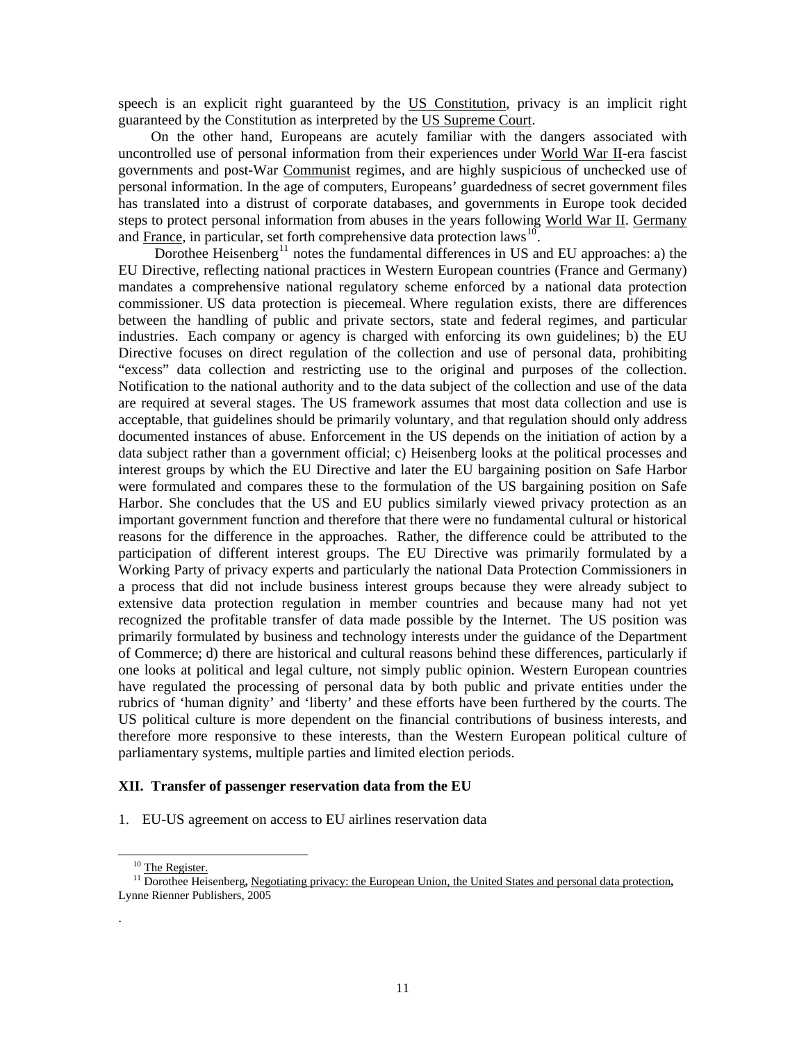speech is an explicit right guaranteed by the US Constitution, privacy is an implicit right guaranteed by the Constitution as interpreted by the US Supreme Court.

On the other hand, Europeans are acutely familiar with the dangers associated with uncontrolled use of personal information from their experiences under World War II-era fascist governments and post-War Communist regimes, and are highly suspicious of unchecked use of personal information. In the age of computers, Europeans' guardedness of secret government files has translated into a distrust of corporate databases, and governments in Europe took decided steps to protect personal information from abuses in the years following World War II. Germany and France, in particular, set forth comprehensive data protection laws[10].

Dorothee Heisenberg[11] notes the fundamental differences in US and EU approaches: a) the EU Directive, reflecting national practices in Western European countries (France and Germany) mandates a comprehensive national regulatory scheme enforced by a national data protection commissioner. US data protection is piecemeal. Where regulation exists, there are differences between the handling of public and private sectors, state and federal regimes, and particular industries. Each company or agency is charged with enforcing its own guidelines; b) the EU Directive focuses on direct regulation of the collection and use of personal data, prohibiting "excess" data collection and restricting use to the original and purposes of the collection. Notification to the national authority and to the data subject of the collection and use of the data are required at several stages. The US framework assumes that most data collection and use is acceptable, that guidelines should be primarily voluntary, and that regulation should only address documented instances of abuse. Enforcement in the US depends on the initiation of action by a data subject rather than a government official; c) Heisenberg looks at the political processes and interest groups by which the EU Directive and later the EU bargaining position on Safe Harbor were formulated and compares these to the formulation of the US bargaining position on Safe Harbor. She concludes that the US and EU publics similarly viewed privacy protection as an important government function and therefore that there were no fundamental cultural or historical reasons for the difference in the approaches. Rather, the difference could be attributed to the participation of different interest groups. The EU Directive was primarily formulated by a Working Party of privacy experts and particularly the national Data Protection Commissioners in a process that did not include business interest groups because they were already subject to extensive data protection regulation in member countries and because many had not yet recognized the profitable transfer of data made possible by the Internet. The US position was primarily formulated by business and technology interests under the guidance of the Department of Commerce; d) there are historical and cultural reasons behind these differences, particularly if one looks at political and legal culture, not simply public opinion. Western European countries have regulated the processing of personal data by both public and private entities under the rubrics of 'human dignity' and 'liberty' and these efforts have been furthered by the courts. The US political culture is more dependent on the financial contributions of business interests, and therefore more responsive to these interests, than the Western European political culture of parliamentary systems, multiple parties and limited election periods.

## XII. Transfer of passenger reservation data from the EU

1. EU-US agreement on access to EU airlines reservation data

---

[10] The Register.

[11] Dorothee Heisenberg, Negotiating privacy: the European Union, the United States and personal data protection, Lynne Rienner Publishers, 2005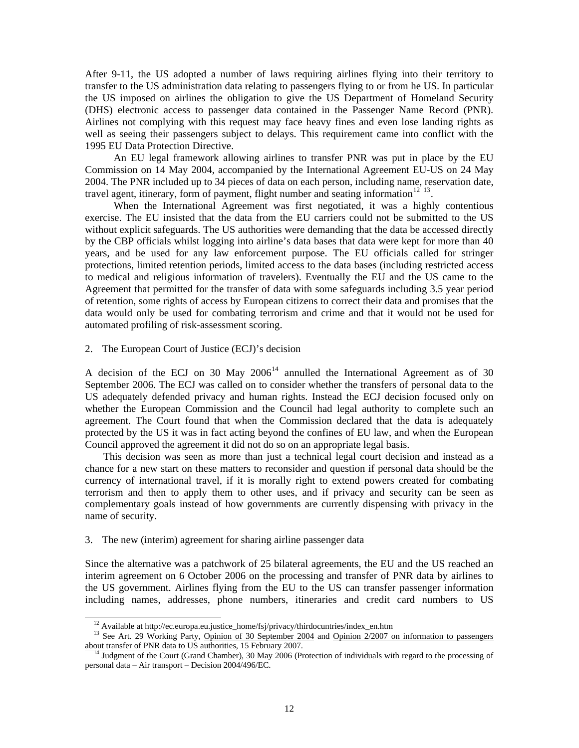After 9-11, the US adopted a number of laws requiring airlines flying into their territory to transfer to the US administration data relating to passengers flying to or from he US. In particular the US imposed on airlines the obligation to give the US Department of Homeland Security (DHS) electronic access to passenger data contained in the Passenger Name Record (PNR). Airlines not complying with this request may face heavy fines and even lose landing rights as well as seeing their passengers subject to delays. This requirement came into conflict with the 1995 EU Data Protection Directive.

An EU legal framework allowing airlines to transfer PNR was put in place by the EU Commission on 14 May 2004, accompanied by the International Agreement EU-US on 24 May 2004. The PNR included up to 34 pieces of data on each person, including name, reservation date, travel agent, itinerary, form of payment, flight number and seating information[12] [13].

When the International Agreement was first negotiated, it was a highly contentious exercise. The EU insisted that the data from the EU carriers could not be submitted to the US without explicit safeguards. The US authorities were demanding that the data be accessed directly by the CBP officials whilst logging into airline's data bases that data were kept for more than 40 years, and be used for any law enforcement purpose. The EU officials called for stringer protections, limited retention periods, limited access to the data bases (including restricted access to medical and religious information of travelers). Eventually the EU and the US came to the Agreement that permitted for the transfer of data with some safeguards including 3.5 year period of retention, some rights of access by European citizens to correct their data and promises that the data would only be used for combating terrorism and crime and that it would not be used for automated profiling of risk-assessment scoring.

## 2. The European Court of Justice (ECJ)'s decision

A decision of the ECJ on 30 May 2006[14] annulled the International Agreement as of 30 September 2006. The ECJ was called on to consider whether the transfers of personal data to the US adequately defended privacy and human rights. Instead the ECJ decision focused only on whether the European Commission and the Council had legal authority to complete such an agreement. The Court found that when the Commission declared that the data is adequately protected by the US it was in fact acting beyond the confines of EU law, and when the European Council approved the agreement it did not do so on an appropriate legal basis.

This decision was seen as more than just a technical legal court decision and instead as a chance for a new start on these matters to reconsider and question if personal data should be the currency of international travel, if it is morally right to extend powers created for combating terrorism and then to apply them to other uses, and if privacy and security can be seen as complementary goals instead of how governments are currently dispensing with privacy in the name of security.

## 3. The new (interim) agreement for sharing airline passenger data

Since the alternative was a patchwork of 25 bilateral agreements, the EU and the US reached an interim agreement on 6 October 2006 on the processing and transfer of PNR data by airlines to the US government. Airlines flying from the EU to the US can transfer passenger information including names, addresses, phone numbers, itineraries and credit card numbers to US

---

[12] Available at http://ec.europa.eu.justice_home/fsj/privacy/thirdocountries/index_en.htm

[13] See Art. 29 Working Party, Opinion of 30 September 2004 and Opinion 2/2007 on information to passengers about transfer of PNR data to US authorities, 15 February 2007.

[14] Judgment of the Court (Grand Chamber), 30 May 2006 (Protection of individuals with regard to the processing of personal data – Air transport – Decision 2004/496/EC.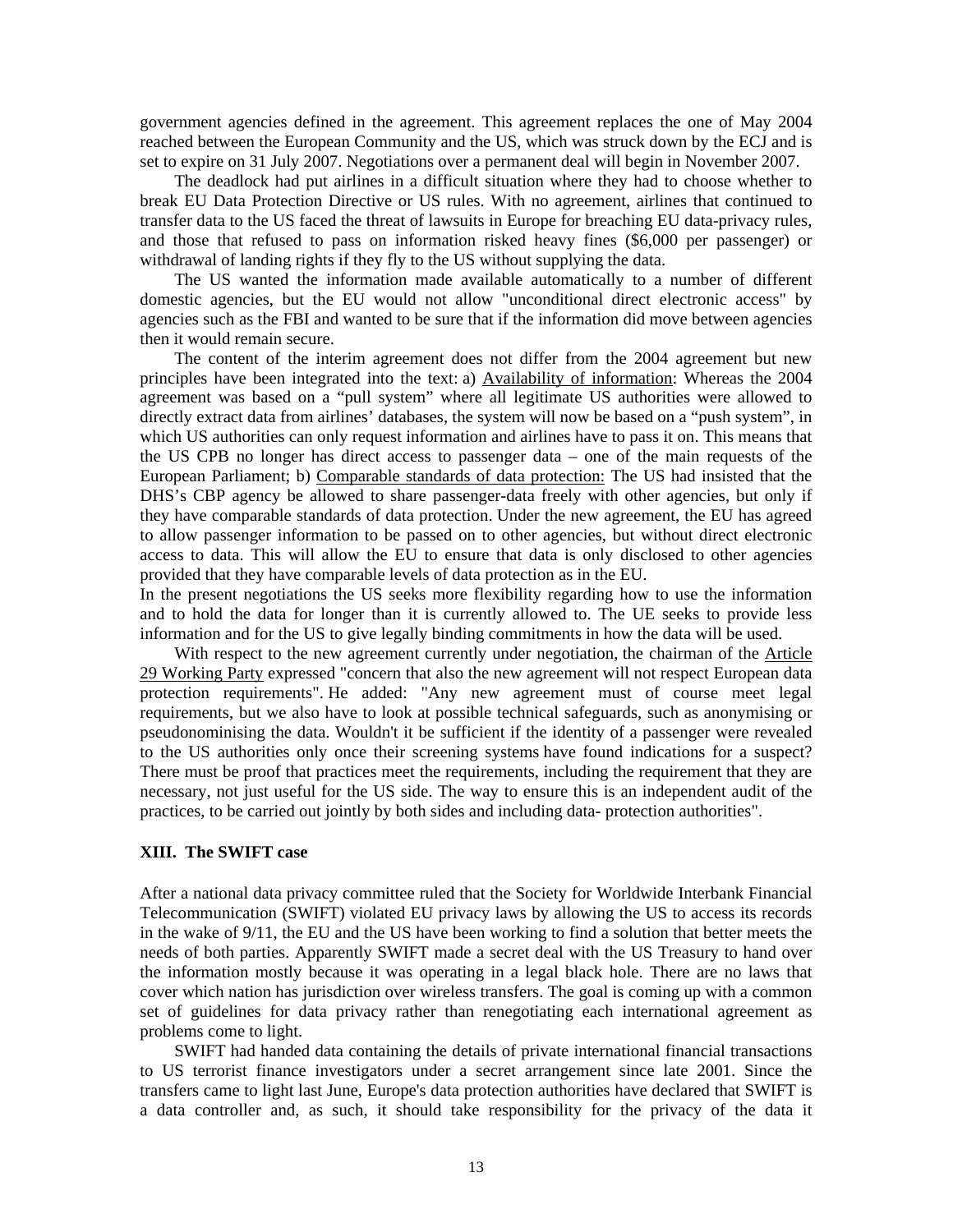government agencies defined in the agreement. This agreement replaces the one of May 2004 reached between the European Community and the US, which was struck down by the ECJ and is set to expire on 31 July 2007. Negotiations over a permanent deal will begin in November 2007.

The deadlock had put airlines in a difficult situation where they had to choose whether to break EU Data Protection Directive or US rules. With no agreement, airlines that continued to transfer data to the US faced the threat of lawsuits in Europe for breaching EU data-privacy rules, and those that refused to pass on information risked heavy fines ($6,000 per passenger) or withdrawal of landing rights if they fly to the US without supplying the data.

The US wanted the information made available automatically to a number of different domestic agencies, but the EU would not allow "unconditional direct electronic access" by agencies such as the FBI and wanted to be sure that if the information did move between agencies then it would remain secure.

The content of the interim agreement does not differ from the 2004 agreement but new principles have been integrated into the text: a) Availability of information: Whereas the 2004 agreement was based on a "pull system" where all legitimate US authorities were allowed to directly extract data from airlines' databases, the system will now be based on a "push system", in which US authorities can only request information and airlines have to pass it on. This means that the US CPB no longer has direct access to passenger data – one of the main requests of the European Parliament; b) Comparable standards of data protection: The US had insisted that the DHS's CBP agency be allowed to share passenger-data freely with other agencies, but only if they have comparable standards of data protection. Under the new agreement, the EU has agreed to allow passenger information to be passed on to other agencies, but without direct electronic access to data. This will allow the EU to ensure that data is only disclosed to other agencies provided that they have comparable levels of data protection as in the EU.

In the present negotiations the US seeks more flexibility regarding how to use the information and to hold the data for longer than it is currently allowed to. The UE seeks to provide less information and for the US to give legally binding commitments in how the data will be used.

With respect to the new agreement currently under negotiation, the chairman of the Article 29 Working Party expressed "concern that also the new agreement will not respect European data protection requirements". He added: "Any new agreement must of course meet legal requirements, but we also have to look at possible technical safeguards, such as anonymising or pseudonominising the data. Wouldn't it be sufficient if the identity of a passenger were revealed to the US authorities only once their screening systems have found indications for a suspect? There must be proof that practices meet the requirements, including the requirement that they are necessary, not just useful for the US side. The way to ensure this is an independent audit of the practices, to be carried out jointly by both sides and including data- protection authorities".

## XIII. The SWIFT case

After a national data privacy committee ruled that the Society for Worldwide Interbank Financial Telecommunication (SWIFT) violated EU privacy laws by allowing the US to access its records in the wake of 9/11, the EU and the US have been working to find a solution that better meets the needs of both parties. Apparently SWIFT made a secret deal with the US Treasury to hand over the information mostly because it was operating in a legal black hole. There are no laws that cover which nation has jurisdiction over wireless transfers. The goal is coming up with a common set of guidelines for data privacy rather than renegotiating each international agreement as problems come to light.

SWIFT had handed data containing the details of private international financial transactions to US terrorist finance investigators under a secret arrangement since late 2001. Since the transfers came to light last June, Europe's data protection authorities have declared that SWIFT is a data controller and, as such, it should take responsibility for the privacy of the data it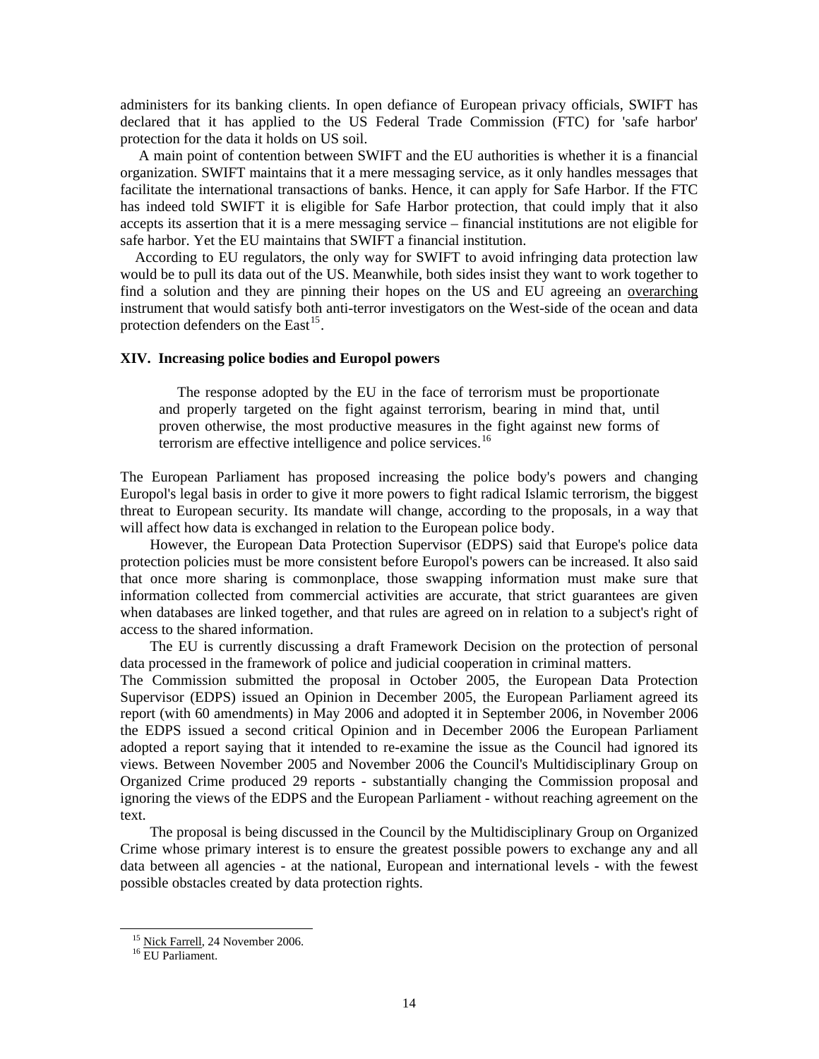administers for its banking clients. In open defiance of European privacy officials, SWIFT has declared that it has applied to the US Federal Trade Commission (FTC) for 'safe harbor' protection for the data it holds on US soil.

A main point of contention between SWIFT and the EU authorities is whether it is a financial organization. SWIFT maintains that it a mere messaging service, as it only handles messages that facilitate the international transactions of banks. Hence, it can apply for Safe Harbor. If the FTC has indeed told SWIFT it is eligible for Safe Harbor protection, that could imply that it also accepts its assertion that it is a mere messaging service – financial institutions are not eligible for safe harbor. Yet the EU maintains that SWIFT a financial institution.

According to EU regulators, the only way for SWIFT to avoid infringing data protection law would be to pull its data out of the US. Meanwhile, both sides insist they want to work together to find a solution and they are pinning their hopes on the US and EU agreeing an overarching instrument that would satisfy both anti-terror investigators on the West-side of the ocean and data protection defenders on the East[15].

### XIV. Increasing police bodies and Europol powers

> The response adopted by the EU in the face of terrorism must be proportionate and properly targeted on the fight against terrorism, bearing in mind that, until proven otherwise, the most productive measures in the fight against new forms of terrorism are effective intelligence and police services.[16]

The European Parliament has proposed increasing the police body's powers and changing Europol's legal basis in order to give it more powers to fight radical Islamic terrorism, the biggest threat to European security. Its mandate will change, according to the proposals, in a way that will affect how data is exchanged in relation to the European police body.

However, the European Data Protection Supervisor (EDPS) said that Europe's police data protection policies must be more consistent before Europol's powers can be increased. It also said that once more sharing is commonplace, those swapping information must make sure that information collected from commercial activities are accurate, that strict guarantees are given when databases are linked together, and that rules are agreed on in relation to a subject's right of access to the shared information.

The EU is currently discussing a draft Framework Decision on the protection of personal data processed in the framework of police and judicial cooperation in criminal matters.
The Commission submitted the proposal in October 2005, the European Data Protection Supervisor (EDPS) issued an Opinion in December 2005, the European Parliament agreed its report (with 60 amendments) in May 2006 and adopted it in September 2006, in November 2006 the EDPS issued a second critical Opinion and in December 2006 the European Parliament adopted a report saying that it intended to re-examine the issue as the Council had ignored its views. Between November 2005 and November 2006 the Council's Multidisciplinary Group on Organized Crime produced 29 reports - substantially changing the Commission proposal and ignoring the views of the EDPS and the European Parliament - without reaching agreement on the text.

The proposal is being discussed in the Council by the Multidisciplinary Group on Organized Crime whose primary interest is to ensure the greatest possible powers to exchange any and all data between all agencies - at the national, European and international levels - with the fewest possible obstacles created by data protection rights.

---

[15] Nick Farrell, 24 November 2006.
[16] EU Parliament.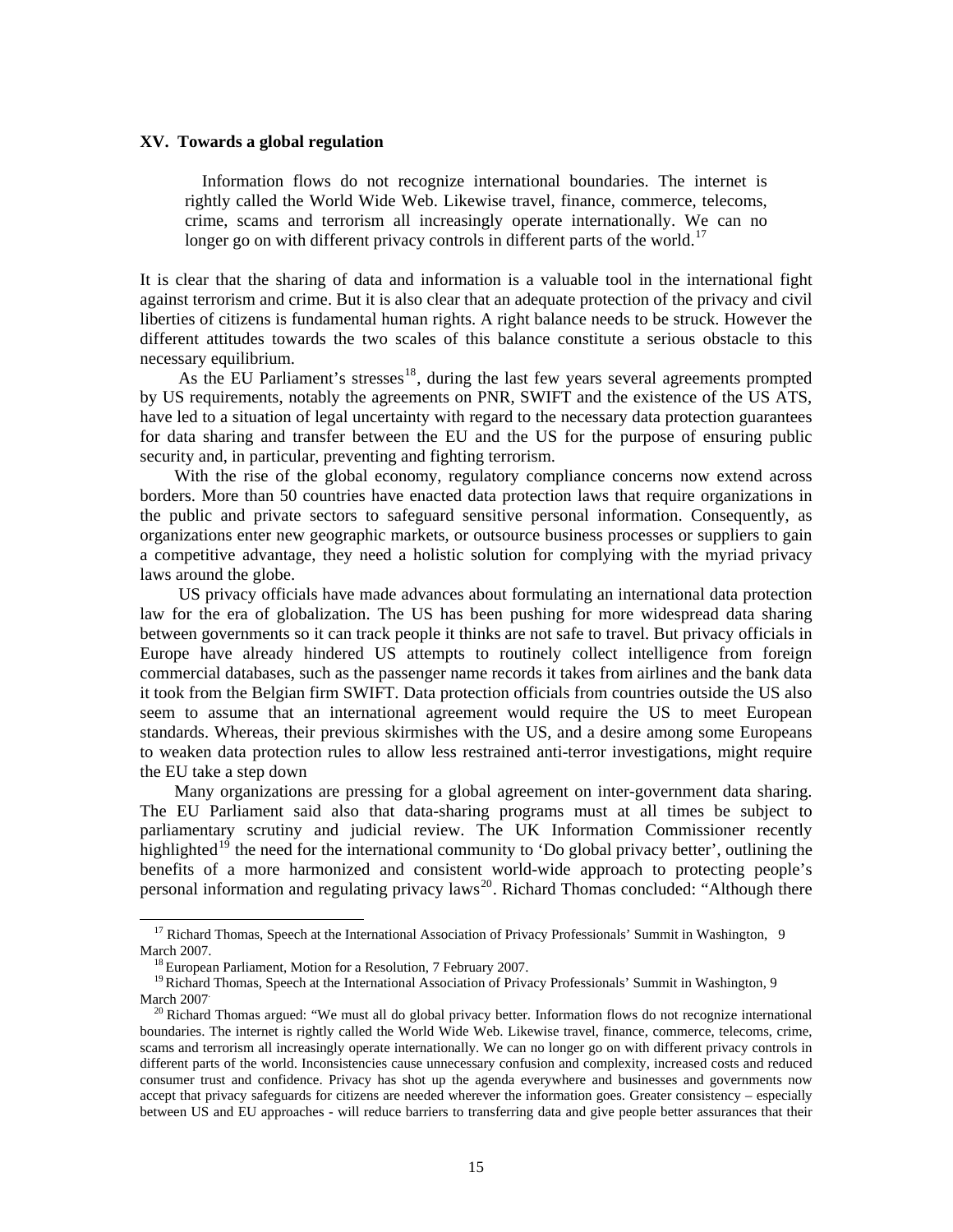## XV. Towards a global regulation

> Information flows do not recognize international boundaries. The internet is rightly called the World Wide Web. Likewise travel, finance, commerce, telecoms, crime, scams and terrorism all increasingly operate internationally. We can no longer go on with different privacy controls in different parts of the world.[17]

It is clear that the sharing of data and information is a valuable tool in the international fight against terrorism and crime. But it is also clear that an adequate protection of the privacy and civil liberties of citizens is fundamental human rights. A right balance needs to be struck. However the different attitudes towards the two scales of this balance constitute a serious obstacle to this necessary equilibrium.

As the EU Parliament's stresses[18], during the last few years several agreements prompted by US requirements, notably the agreements on PNR, SWIFT and the existence of the US ATS, have led to a situation of legal uncertainty with regard to the necessary data protection guarantees for data sharing and transfer between the EU and the US for the purpose of ensuring public security and, in particular, preventing and fighting terrorism.

With the rise of the global economy, regulatory compliance concerns now extend across borders. More than 50 countries have enacted data protection laws that require organizations in the public and private sectors to safeguard sensitive personal information. Consequently, as organizations enter new geographic markets, or outsource business processes or suppliers to gain a competitive advantage, they need a holistic solution for complying with the myriad privacy laws around the globe.

US privacy officials have made advances about formulating an international data protection law for the era of globalization. The US has been pushing for more widespread data sharing between governments so it can track people it thinks are not safe to travel. But privacy officials in Europe have already hindered US attempts to routinely collect intelligence from foreign commercial databases, such as the passenger name records it takes from airlines and the bank data it took from the Belgian firm SWIFT. Data protection officials from countries outside the US also seem to assume that an international agreement would require the US to meet European standards. Whereas, their previous skirmishes with the US, and a desire among some Europeans to weaken data protection rules to allow less restrained anti-terror investigations, might require the EU take a step down

Many organizations are pressing for a global agreement on inter-government data sharing. The EU Parliament said also that data-sharing programs must at all times be subject to parliamentary scrutiny and judicial review. The UK Information Commissioner recently highlighted[19] the need for the international community to 'Do global privacy better', outlining the benefits of a more harmonized and consistent world-wide approach to protecting people's personal information and regulating privacy laws[20]. Richard Thomas concluded: "Although there

---

[17] Richard Thomas, Speech at the International Association of Privacy Professionals' Summit in Washington, 9 March 2007.

[18] European Parliament, Motion for a Resolution, 7 February 2007.

[19] Richard Thomas, Speech at the International Association of Privacy Professionals' Summit in Washington, 9 March 2007.

[20] Richard Thomas argued: "We must all do global privacy better. Information flows do not recognize international boundaries. The internet is rightly called the World Wide Web. Likewise travel, finance, commerce, telecoms, crime, scams and terrorism all increasingly operate internationally. We can no longer go on with different privacy controls in different parts of the world. Inconsistencies cause unnecessary confusion and complexity, increased costs and reduced consumer trust and confidence. Privacy has shot up the agenda everywhere and businesses and governments now accept that privacy safeguards for citizens are needed wherever the information goes. Greater consistency – especially between US and EU approaches - will reduce barriers to transferring data and give people better assurances that their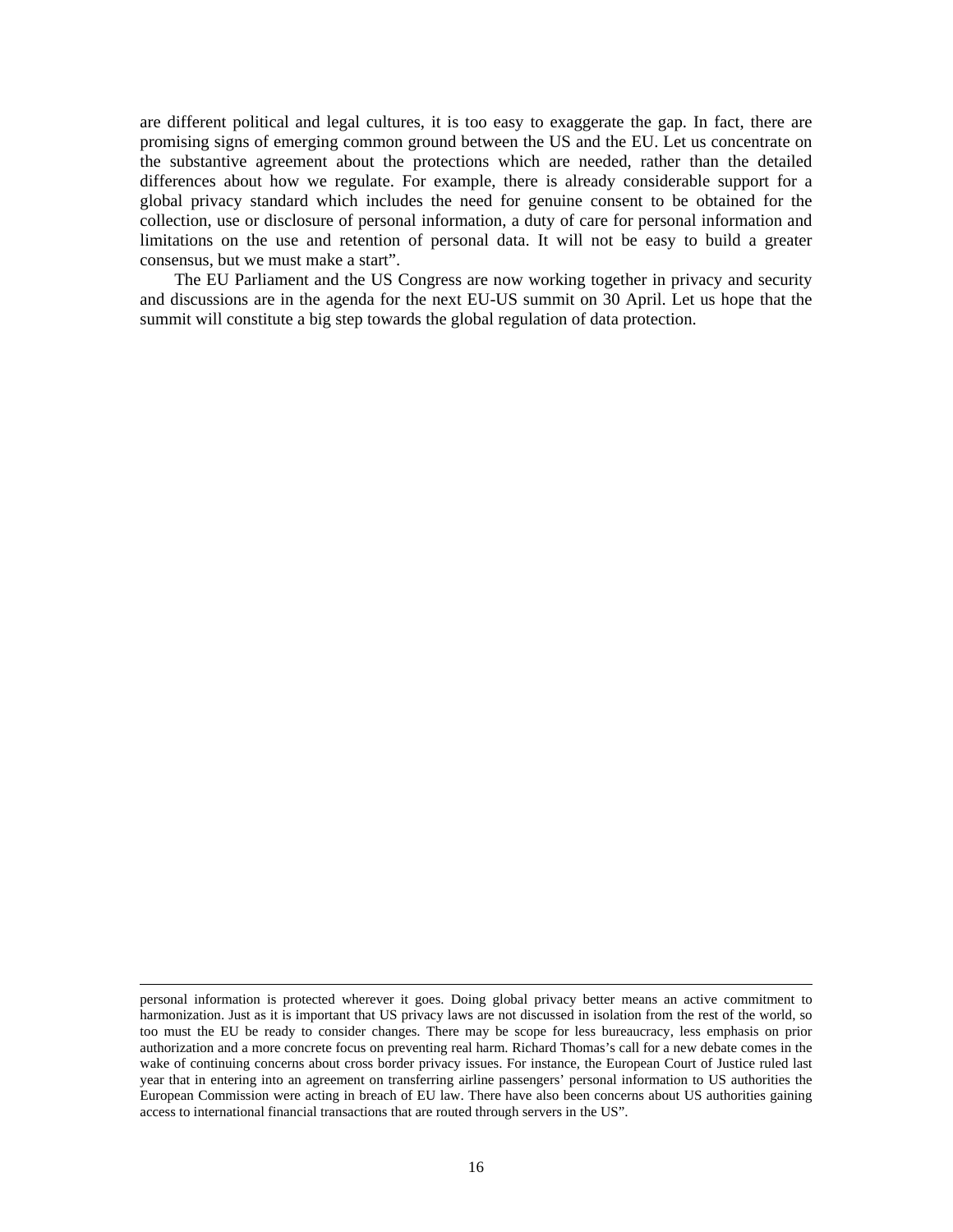are different political and legal cultures, it is too easy to exaggerate the gap. In fact, there are promising signs of emerging common ground between the US and the EU. Let us concentrate on the substantive agreement about the protections which are needed, rather than the detailed differences about how we regulate. For example, there is already considerable support for a global privacy standard which includes the need for genuine consent to be obtained for the collection, use or disclosure of personal information, a duty of care for personal information and limitations on the use and retention of personal data. It will not be easy to build a greater consensus, but we must make a start".

The EU Parliament and the US Congress are now working together in privacy and security and discussions are in the agenda for the next EU-US summit on 30 April. Let us hope that the summit will constitute a big step towards the global regulation of data protection.

---

personal information is protected wherever it goes. Doing global privacy better means an active commitment to harmonization. Just as it is important that US privacy laws are not discussed in isolation from the rest of the world, so too must the EU be ready to consider changes. There may be scope for less bureaucracy, less emphasis on prior authorization and a more concrete focus on preventing real harm. Richard Thomas's call for a new debate comes in the wake of continuing concerns about cross border privacy issues. For instance, the European Court of Justice ruled last year that in entering into an agreement on transferring airline passengers' personal information to US authorities the European Commission were acting in breach of EU law. There have also been concerns about US authorities gaining access to international financial transactions that are routed through servers in the US".